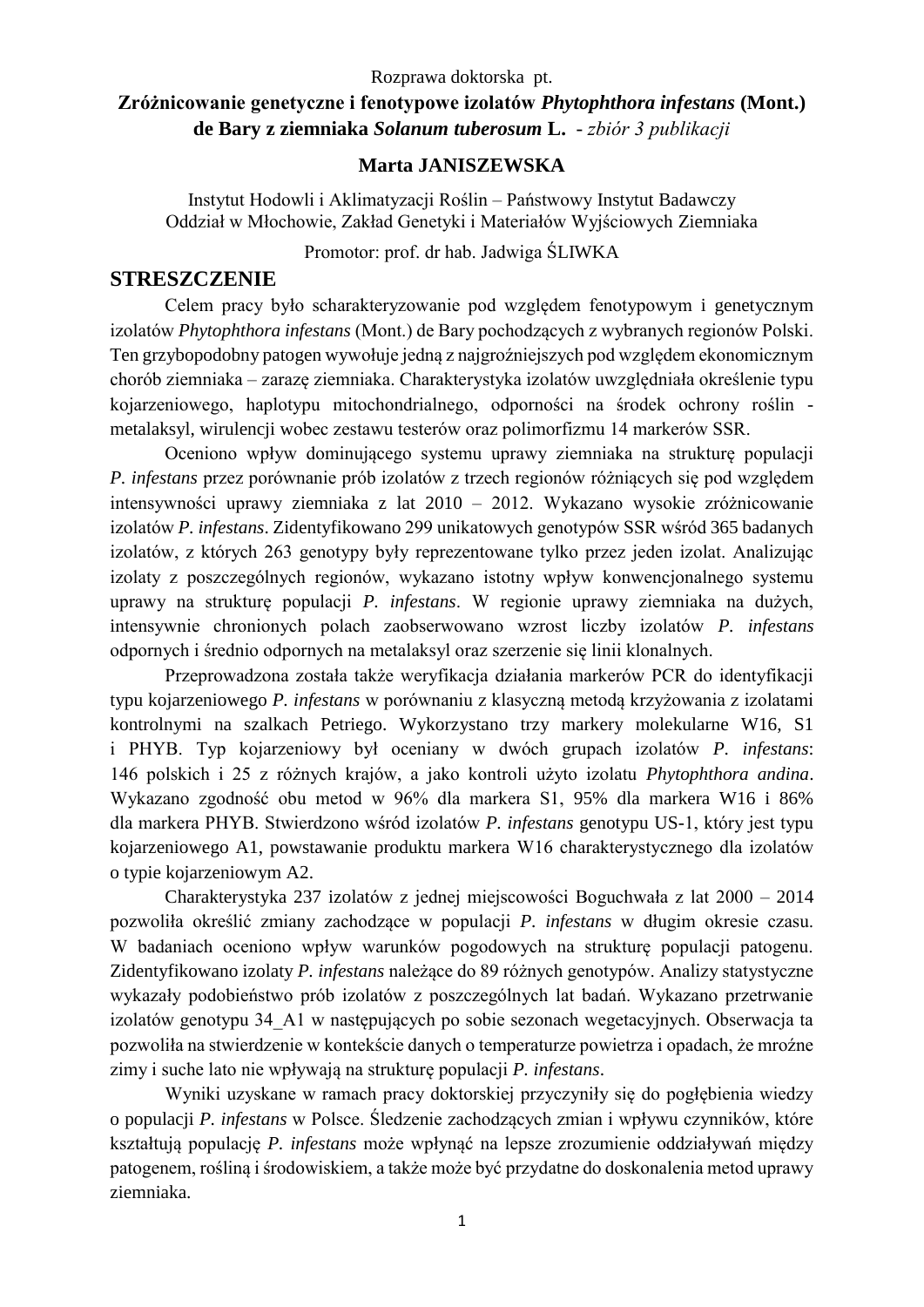Rozprawa doktorska pt.

# Zróżnicowanie genetyczne i fenotypowe izolatów *Phytophthora infestans* (Mont.) de Bary z ziemniaka *Solanum tuberosum* L. - *zbiór 3 publikacji*

**Marta JANISZEWSKA**

Instytut Hodowli i Aklimatyzacji Roślin – Państwowy Instytut Badawczy
Oddział w Młochowie, Zakład Genetyki i Materiałów Wyjściowych Ziemniaka

Promotor: prof. dr hab. Jadwiga ŚLIWKA

## STRESZCZENIE

Celem pracy było scharakteryzowanie pod względem fenotypowym i genetycznym izolatów *Phytophthora infestans* (Mont.) de Bary pochodzących z wybranych regionów Polski. Ten grzybopodobny patogen wywołuje jedną z najgroźniejszych pod względem ekonomicznym chorób ziemniaka – zarazę ziemniaka. Charakterystyka izolatów uwzględniała określenie typu kojarzeniowego, haplotypu mitochondrialnego, odporności na środek ochrony roślin - metalaksyl, wirulencji wobec zestawu testerów oraz polimorfizmu 14 markerów SSR.

Oceniono wpływ dominującego systemu uprawy ziemniaka na strukturę populacji *P. infestans* przez porównanie prób izolatów z trzech regionów różniących się pod względem intensywności uprawy ziemniaka z lat 2010 – 2012. Wykazano wysokie zróżnicowanie izolatów *P. infestans*. Zidentyfikowano 299 unikatowych genotypów SSR wśród 365 badanych izolatów, z których 263 genotypy były reprezentowane tylko przez jeden izolat. Analizując izolaty z poszczególnych regionów, wykazano istotny wpływ konwencjonalnego systemu uprawy na strukturę populacji *P. infestans*. W regionie uprawy ziemniaka na dużych, intensywnie chronionych polach zaobserwowano wzrost liczby izolatów *P. infestans* odpornych i średnio odpornych na metalaksyl oraz szerzenie się linii klonalnych.

Przeprowadzona została także weryfikacja działania markerów PCR do identyfikacji typu kojarzeniowego *P. infestans* w porównaniu z klasyczną metodą krzyżowania z izolatami kontrolnymi na szalkach Petriego. Wykorzystano trzy markery molekularne W16, S1 i PHYB. Typ kojarzeniowy był oceniany w dwóch grupach izolatów *P. infestans*: 146 polskich i 25 z różnych krajów, a jako kontroli użyto izolatu *Phytophthora andina*. Wykazano zgodność obu metod w 96% dla markera S1, 95% dla markera W16 i 86% dla markera PHYB. Stwierdzono wśród izolatów *P. infestans* genotypu US-1, który jest typu kojarzeniowego A1, powstawanie produktu markera W16 charakterystycznego dla izolatów o typie kojarzeniowym A2.

Charakterystyka 237 izolatów z jednej miejscowości Boguchwała z lat 2000 – 2014 pozwoliła określić zmiany zachodzące w populacji *P. infestans* w długim okresie czasu. W badaniach oceniono wpływ warunków pogodowych na strukturę populacji patogenu. Zidentyfikowano izolaty *P. infestans* należące do 89 różnych genotypów. Analizy statystyczne wykazały podobieństwo prób izolatów z poszczególnych lat badań. Wykazano przetrwanie izolatów genotypu 34_A1 w następujących po sobie sezonach wegetacyjnych. Obserwacja ta pozwoliła na stwierdzenie w kontekście danych o temperaturze powietrza i opadach, że mroźne zimy i suche lato nie wpływają na strukturę populacji *P. infestans*.

Wyniki uzyskane w ramach pracy doktorskiej przyczyniły się do pogłębienia wiedzy o populacji *P. infestans* w Polsce. Śledzenie zachodzących zmian i wpływu czynników, które kształtują populację *P. infestans* może wpłynąć na lepsze zrozumienie oddziaływań między patogenem, rośliną i środowiskiem, a także może być przydatne do doskonalenia metod uprawy ziemniaka.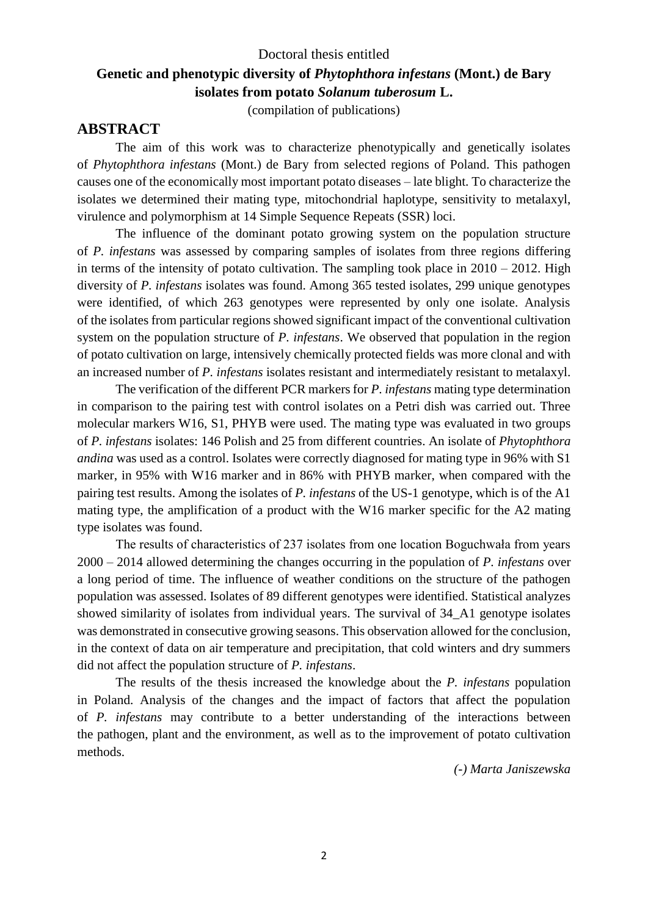Doctoral thesis entitled

**Genetic and phenotypic diversity of *Phytophthora infestans* (Mont.) de Bary isolates from potato *Solanum tuberosum* L.**

(compilation of publications)

## ABSTRACT

The aim of this work was to characterize phenotypically and genetically isolates of *Phytophthora infestans* (Mont.) de Bary from selected regions of Poland. This pathogen causes one of the economically most important potato diseases – late blight. To characterize the isolates we determined their mating type, mitochondrial haplotype, sensitivity to metalaxyl, virulence and polymorphism at 14 Simple Sequence Repeats (SSR) loci.

The influence of the dominant potato growing system on the population structure of *P. infestans* was assessed by comparing samples of isolates from three regions differing in terms of the intensity of potato cultivation. The sampling took place in 2010 – 2012. High diversity of *P. infestans* isolates was found. Among 365 tested isolates, 299 unique genotypes were identified, of which 263 genotypes were represented by only one isolate. Analysis of the isolates from particular regions showed significant impact of the conventional cultivation system on the population structure of *P. infestans*. We observed that population in the region of potato cultivation on large, intensively chemically protected fields was more clonal and with an increased number of *P. infestans* isolates resistant and intermediately resistant to metalaxyl.

The verification of the different PCR markers for *P. infestans* mating type determination in comparison to the pairing test with control isolates on a Petri dish was carried out. Three molecular markers W16, S1, PHYB were used. The mating type was evaluated in two groups of *P. infestans* isolates: 146 Polish and 25 from different countries. An isolate of *Phytophthora andina* was used as a control. Isolates were correctly diagnosed for mating type in 96% with S1 marker, in 95% with W16 marker and in 86% with PHYB marker, when compared with the pairing test results. Among the isolates of *P. infestans* of the US-1 genotype, which is of the A1 mating type, the amplification of a product with the W16 marker specific for the A2 mating type isolates was found.

The results of characteristics of 237 isolates from one location Boguchwała from years 2000 – 2014 allowed determining the changes occurring in the population of *P. infestans* over a long period of time. The influence of weather conditions on the structure of the pathogen population was assessed. Isolates of 89 different genotypes were identified. Statistical analyzes showed similarity of isolates from individual years. The survival of 34_A1 genotype isolates was demonstrated in consecutive growing seasons. This observation allowed for the conclusion, in the context of data on air temperature and precipitation, that cold winters and dry summers did not affect the population structure of *P. infestans*.

The results of the thesis increased the knowledge about the *P. infestans* population in Poland. Analysis of the changes and the impact of factors that affect the population of *P. infestans* may contribute to a better understanding of the interactions between the pathogen, plant and the environment, as well as to the improvement of potato cultivation methods.

*(-) Marta Janiszewska*